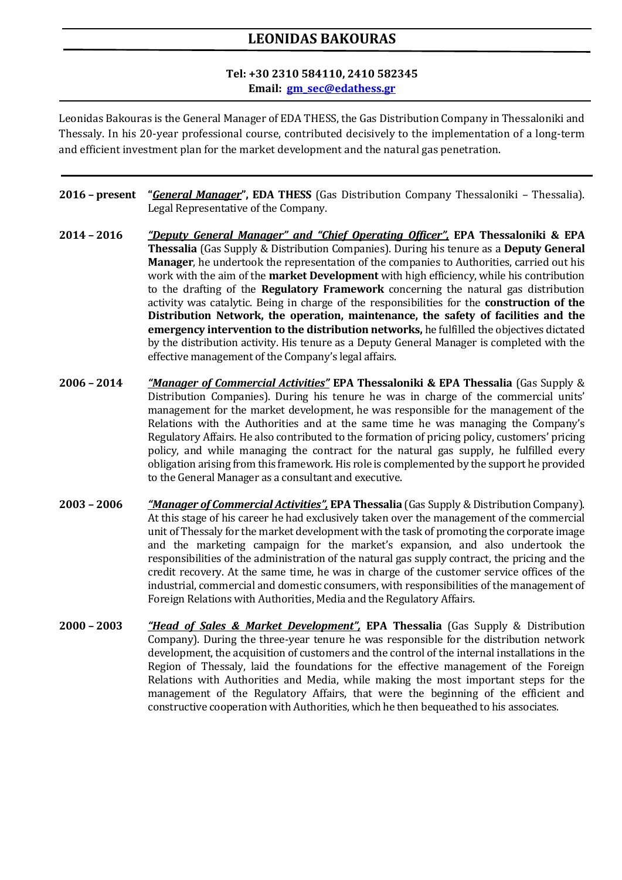# LEONIDAS BAKOURAS

**Tel: +30 2310 584110, 2410 582345**
**Email: gm_sec@edathess.gr**

Leonidas Bakouras is the General Manager of EDA THESS, the Gas Distribution Company in Thessaloniki and Thessaly. In his 20-year professional course, contributed decisively to the implementation of a long-term and efficient investment plan for the market development and the natural gas penetration.

---

**2016 – present** "***General Manager***", **EDA THESS** (Gas Distribution Company Thessaloniki – Thessalia). Legal Representative of the Company.

**2014 – 2016** ***"Deputy General Manager" and "Chief Operating Officer",*** **EPA Thessaloniki & EPA Thessalia** (Gas Supply & Distribution Companies). During his tenure as a **Deputy General Manager**, he undertook the representation of the companies to Authorities, carried out his work with the aim of the **market Development** with high efficiency, while his contribution to the drafting of the **Regulatory Framework** concerning the natural gas distribution activity was catalytic. Being in charge of the responsibilities for the **construction of the Distribution Network, the operation, maintenance, the safety of facilities and the emergency intervention to the distribution networks,** he fulfilled the objectives dictated by the distribution activity. His tenure as a Deputy General Manager is completed with the effective management of the Company's legal affairs.

**2006 – 2014** ***"Manager of Commercial Activities"*** **EPA Thessaloniki & EPA Thessalia** (Gas Supply & Distribution Companies). During his tenure he was in charge of the commercial units' management for the market development, he was responsible for the management of the Relations with the Authorities and at the same time he was managing the Company's Regulatory Affairs. He also contributed to the formation of pricing policy, customers' pricing policy, and while managing the contract for the natural gas supply, he fulfilled every obligation arising from this framework. His role is complemented by the support he provided to the General Manager as a consultant and executive.

**2003 – 2006** ***"Manager of Commercial Activities",*** **EPA Thessalia** (Gas Supply & Distribution Company). At this stage of his career he had exclusively taken over the management of the commercial unit of Thessaly for the market development with the task of promoting the corporate image and the marketing campaign for the market's expansion, and also undertook the responsibilities of the administration of the natural gas supply contract, the pricing and the credit recovery. At the same time, he was in charge of the customer service offices of the industrial, commercial and domestic consumers, with responsibilities of the management of Foreign Relations with Authorities, Media and the Regulatory Affairs.

**2000 – 2003** ***"Head of Sales & Market Development",*** **EPA Thessalia** (Gas Supply & Distribution Company). During the three-year tenure he was responsible for the distribution network development, the acquisition of customers and the control of the internal installations in the Region of Thessaly, laid the foundations for the effective management of the Foreign Relations with Authorities and Media, while making the most important steps for the management of the Regulatory Affairs, that were the beginning of the efficient and constructive cooperation with Authorities, which he then bequeathed to his associates.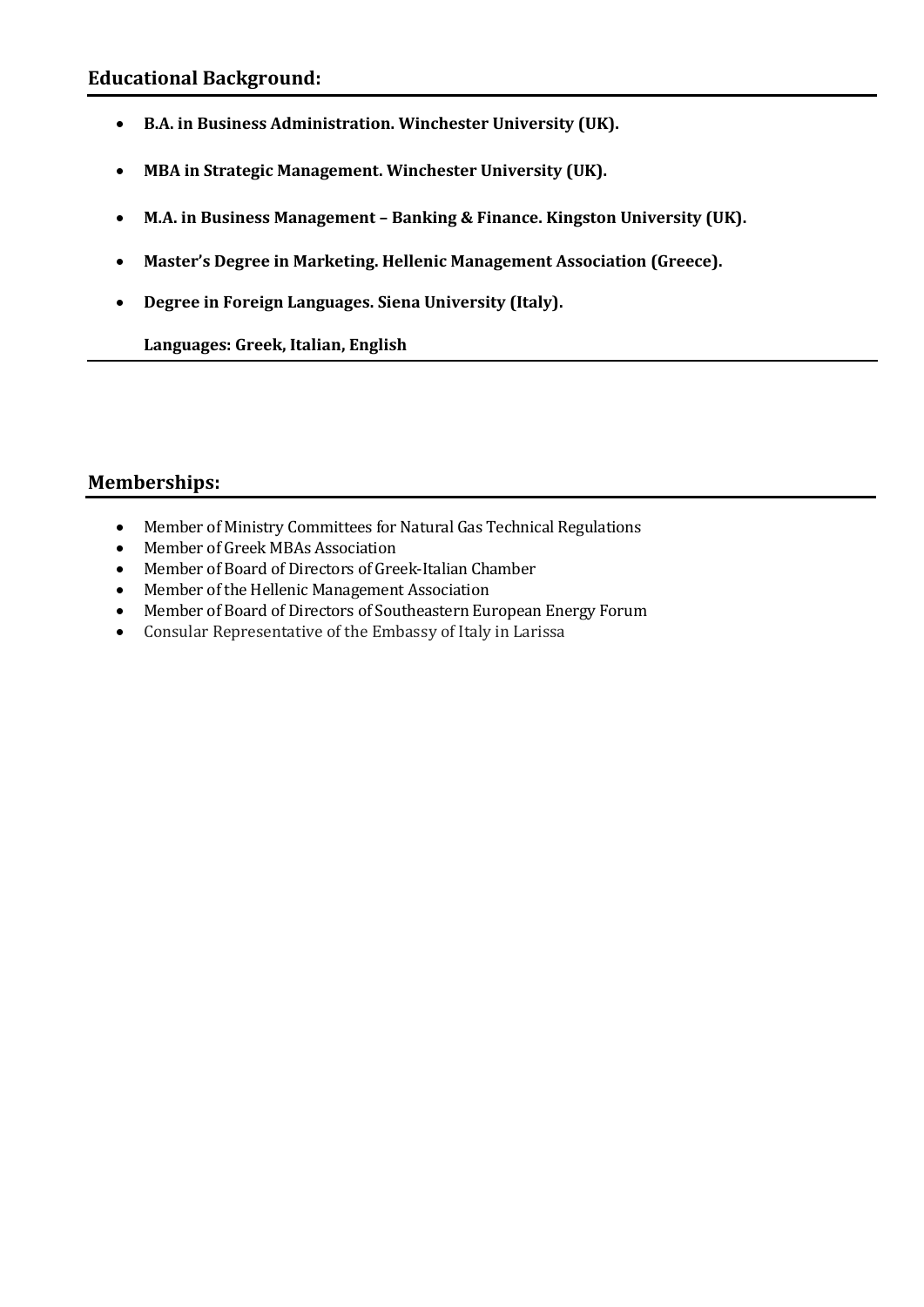## Educational Background:

- **B.A. in Business Administration. Winchester University (UK).**
- **MBA in Strategic Management. Winchester University (UK).**
- **M.A. in Business Management – Banking & Finance. Kingston University (UK).**
- **Master's Degree in Marketing. Hellenic Management Association (Greece).**
- **Degree in Foreign Languages. Siena University (Italy).**

**Languages: Greek, Italian, English**

## Memberships:

- Member of Ministry Committees for Natural Gas Technical Regulations
- Member of Greek MBAs Association
- Member of Board of Directors of Greek-Italian Chamber
- Member of the Hellenic Management Association
- Member of Board of Directors of Southeastern European Energy Forum
- Consular Representative of the Embassy of Italy in Larissa